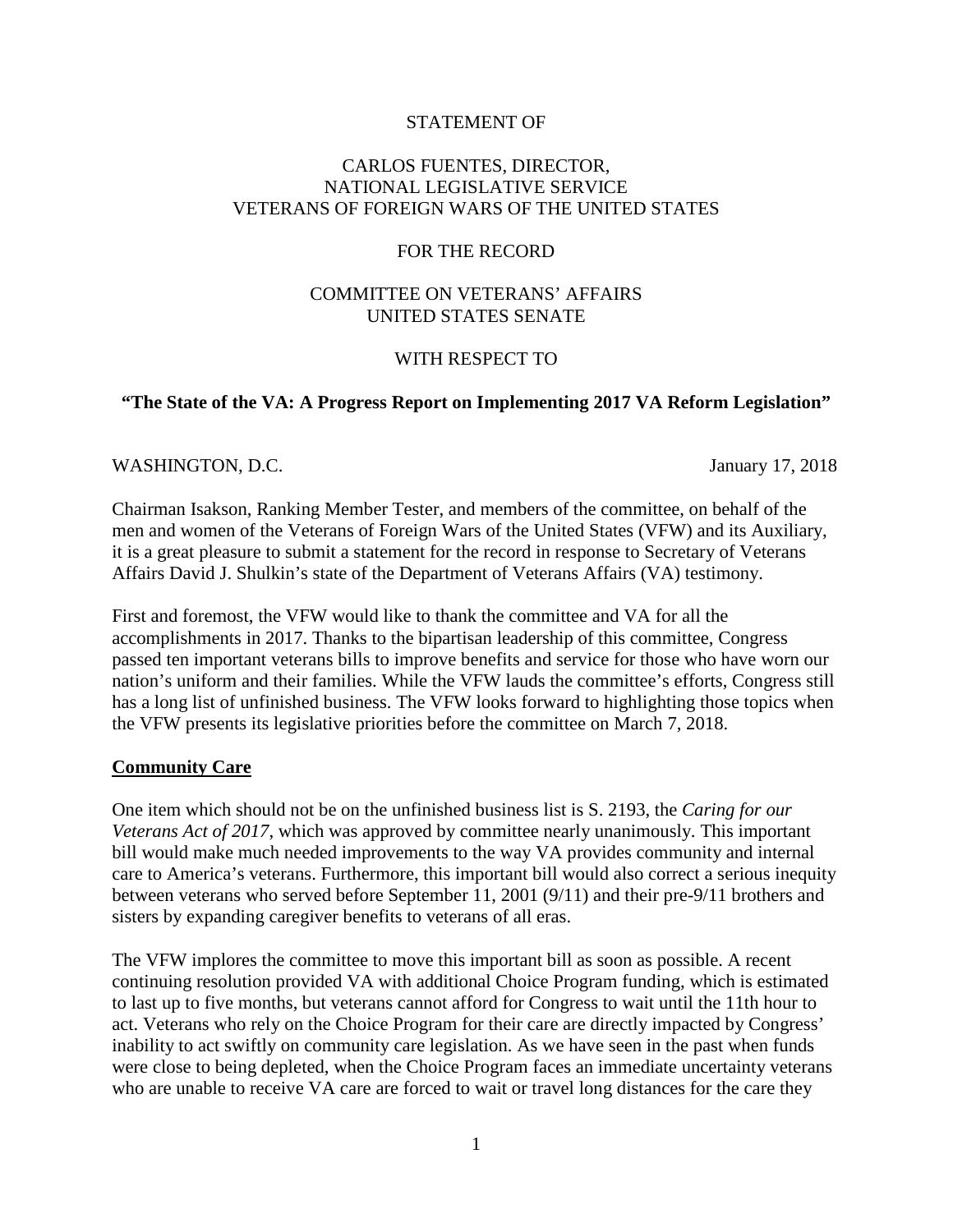STATEMENT OF

CARLOS FUENTES, DIRECTOR,
NATIONAL LEGISLATIVE SERVICE
VETERANS OF FOREIGN WARS OF THE UNITED STATES

FOR THE RECORD

COMMITTEE ON VETERANS' AFFAIRS
UNITED STATES SENATE

WITH RESPECT TO

**"The State of the VA: A Progress Report on Implementing 2017 VA Reform Legislation"**

WASHINGTON, D.C. January 17, 2018

Chairman Isakson, Ranking Member Tester, and members of the committee, on behalf of the men and women of the Veterans of Foreign Wars of the United States (VFW) and its Auxiliary, it is a great pleasure to submit a statement for the record in response to Secretary of Veterans Affairs David J. Shulkin's state of the Department of Veterans Affairs (VA) testimony.

First and foremost, the VFW would like to thank the committee and VA for all the accomplishments in 2017. Thanks to the bipartisan leadership of this committee, Congress passed ten important veterans bills to improve benefits and service for those who have worn our nation's uniform and their families. While the VFW lauds the committee's efforts, Congress still has a long list of unfinished business. The VFW looks forward to highlighting those topics when the VFW presents its legislative priorities before the committee on March 7, 2018.

## Community Care

One item which should not be on the unfinished business list is S. 2193, the *Caring for our Veterans Act of 2017*, which was approved by committee nearly unanimously. This important bill would make much needed improvements to the way VA provides community and internal care to America's veterans. Furthermore, this important bill would also correct a serious inequity between veterans who served before September 11, 2001 (9/11) and their pre-9/11 brothers and sisters by expanding caregiver benefits to veterans of all eras.

The VFW implores the committee to move this important bill as soon as possible. A recent continuing resolution provided VA with additional Choice Program funding, which is estimated to last up to five months, but veterans cannot afford for Congress to wait until the 11th hour to act. Veterans who rely on the Choice Program for their care are directly impacted by Congress' inability to act swiftly on community care legislation. As we have seen in the past when funds were close to being depleted, when the Choice Program faces an immediate uncertainty veterans who are unable to receive VA care are forced to wait or travel long distances for the care they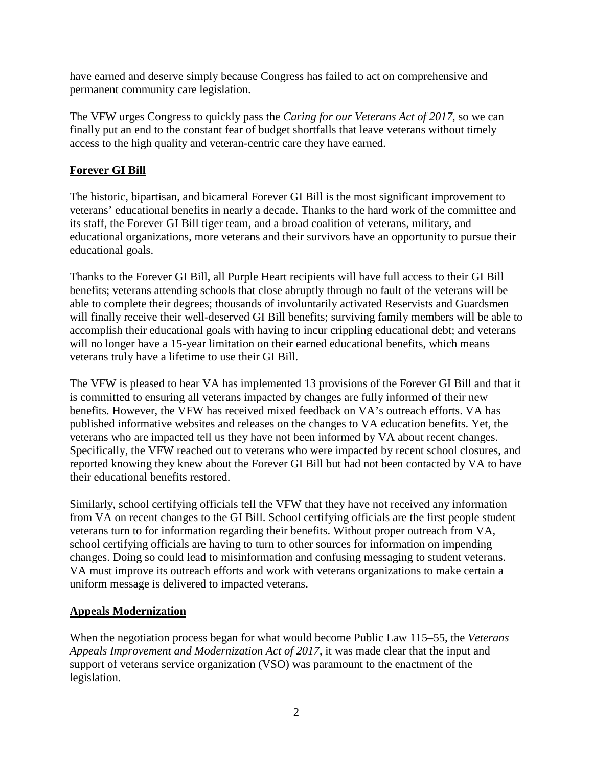have earned and deserve simply because Congress has failed to act on comprehensive and permanent community care legislation.

The VFW urges Congress to quickly pass the *Caring for our Veterans Act of 2017,* so we can finally put an end to the constant fear of budget shortfalls that leave veterans without timely access to the high quality and veteran-centric care they have earned.

## Forever GI Bill

The historic, bipartisan, and bicameral Forever GI Bill is the most significant improvement to veterans' educational benefits in nearly a decade. Thanks to the hard work of the committee and its staff, the Forever GI Bill tiger team, and a broad coalition of veterans, military, and educational organizations, more veterans and their survivors have an opportunity to pursue their educational goals.

Thanks to the Forever GI Bill, all Purple Heart recipients will have full access to their GI Bill benefits; veterans attending schools that close abruptly through no fault of the veterans will be able to complete their degrees; thousands of involuntarily activated Reservists and Guardsmen will finally receive their well-deserved GI Bill benefits; surviving family members will be able to accomplish their educational goals with having to incur crippling educational debt; and veterans will no longer have a 15-year limitation on their earned educational benefits, which means veterans truly have a lifetime to use their GI Bill.

The VFW is pleased to hear VA has implemented 13 provisions of the Forever GI Bill and that it is committed to ensuring all veterans impacted by changes are fully informed of their new benefits. However, the VFW has received mixed feedback on VA's outreach efforts. VA has published informative websites and releases on the changes to VA education benefits. Yet, the veterans who are impacted tell us they have not been informed by VA about recent changes. Specifically, the VFW reached out to veterans who were impacted by recent school closures, and reported knowing they knew about the Forever GI Bill but had not been contacted by VA to have their educational benefits restored.

Similarly, school certifying officials tell the VFW that they have not received any information from VA on recent changes to the GI Bill. School certifying officials are the first people student veterans turn to for information regarding their benefits. Without proper outreach from VA, school certifying officials are having to turn to other sources for information on impending changes. Doing so could lead to misinformation and confusing messaging to student veterans. VA must improve its outreach efforts and work with veterans organizations to make certain a uniform message is delivered to impacted veterans.

## Appeals Modernization

When the negotiation process began for what would become Public Law 115–55, the *Veterans Appeals Improvement and Modernization Act of 2017*, it was made clear that the input and support of veterans service organization (VSO) was paramount to the enactment of the legislation.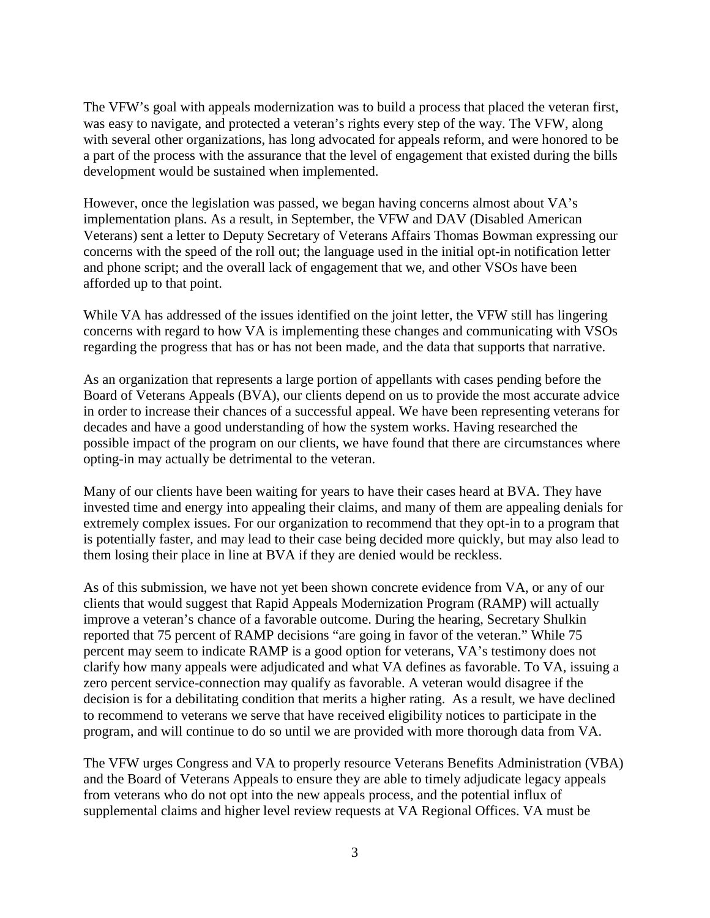The VFW's goal with appeals modernization was to build a process that placed the veteran first, was easy to navigate, and protected a veteran's rights every step of the way. The VFW, along with several other organizations, has long advocated for appeals reform, and were honored to be a part of the process with the assurance that the level of engagement that existed during the bills development would be sustained when implemented.

However, once the legislation was passed, we began having concerns almost about VA's implementation plans. As a result, in September, the VFW and DAV (Disabled American Veterans) sent a letter to Deputy Secretary of Veterans Affairs Thomas Bowman expressing our concerns with the speed of the roll out; the language used in the initial opt-in notification letter and phone script; and the overall lack of engagement that we, and other VSOs have been afforded up to that point.

While VA has addressed of the issues identified on the joint letter, the VFW still has lingering concerns with regard to how VA is implementing these changes and communicating with VSOs regarding the progress that has or has not been made, and the data that supports that narrative.

As an organization that represents a large portion of appellants with cases pending before the Board of Veterans Appeals (BVA), our clients depend on us to provide the most accurate advice in order to increase their chances of a successful appeal. We have been representing veterans for decades and have a good understanding of how the system works. Having researched the possible impact of the program on our clients, we have found that there are circumstances where opting-in may actually be detrimental to the veteran.

Many of our clients have been waiting for years to have their cases heard at BVA. They have invested time and energy into appealing their claims, and many of them are appealing denials for extremely complex issues. For our organization to recommend that they opt-in to a program that is potentially faster, and may lead to their case being decided more quickly, but may also lead to them losing their place in line at BVA if they are denied would be reckless.

As of this submission, we have not yet been shown concrete evidence from VA, or any of our clients that would suggest that Rapid Appeals Modernization Program (RAMP) will actually improve a veteran's chance of a favorable outcome. During the hearing, Secretary Shulkin reported that 75 percent of RAMP decisions "are going in favor of the veteran." While 75 percent may seem to indicate RAMP is a good option for veterans, VA's testimony does not clarify how many appeals were adjudicated and what VA defines as favorable. To VA, issuing a zero percent service-connection may qualify as favorable. A veteran would disagree if the decision is for a debilitating condition that merits a higher rating. As a result, we have declined to recommend to veterans we serve that have received eligibility notices to participate in the program, and will continue to do so until we are provided with more thorough data from VA.

The VFW urges Congress and VA to properly resource Veterans Benefits Administration (VBA) and the Board of Veterans Appeals to ensure they are able to timely adjudicate legacy appeals from veterans who do not opt into the new appeals process, and the potential influx of supplemental claims and higher level review requests at VA Regional Offices. VA must be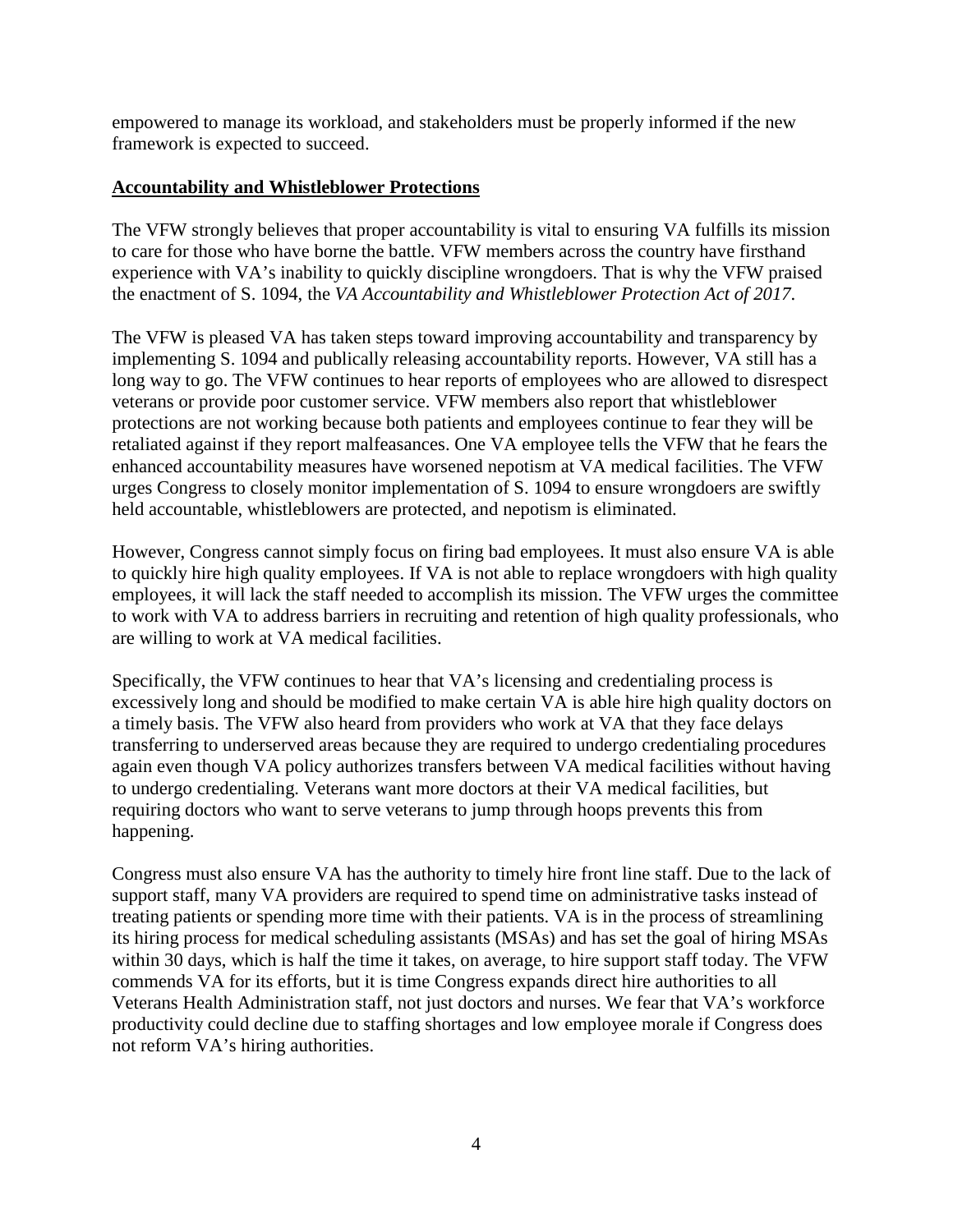empowered to manage its workload, and stakeholders must be properly informed if the new framework is expected to succeed.

## Accountability and Whistleblower Protections

The VFW strongly believes that proper accountability is vital to ensuring VA fulfills its mission to care for those who have borne the battle. VFW members across the country have firsthand experience with VA's inability to quickly discipline wrongdoers. That is why the VFW praised the enactment of S. 1094, the *VA Accountability and Whistleblower Protection Act of 2017*.

The VFW is pleased VA has taken steps toward improving accountability and transparency by implementing S. 1094 and publically releasing accountability reports. However, VA still has a long way to go. The VFW continues to hear reports of employees who are allowed to disrespect veterans or provide poor customer service. VFW members also report that whistleblower protections are not working because both patients and employees continue to fear they will be retaliated against if they report malfeasances. One VA employee tells the VFW that he fears the enhanced accountability measures have worsened nepotism at VA medical facilities. The VFW urges Congress to closely monitor implementation of S. 1094 to ensure wrongdoers are swiftly held accountable, whistleblowers are protected, and nepotism is eliminated.

However, Congress cannot simply focus on firing bad employees. It must also ensure VA is able to quickly hire high quality employees. If VA is not able to replace wrongdoers with high quality employees, it will lack the staff needed to accomplish its mission. The VFW urges the committee to work with VA to address barriers in recruiting and retention of high quality professionals, who are willing to work at VA medical facilities.

Specifically, the VFW continues to hear that VA's licensing and credentialing process is excessively long and should be modified to make certain VA is able hire high quality doctors on a timely basis. The VFW also heard from providers who work at VA that they face delays transferring to underserved areas because they are required to undergo credentialing procedures again even though VA policy authorizes transfers between VA medical facilities without having to undergo credentialing. Veterans want more doctors at their VA medical facilities, but requiring doctors who want to serve veterans to jump through hoops prevents this from happening.

Congress must also ensure VA has the authority to timely hire front line staff. Due to the lack of support staff, many VA providers are required to spend time on administrative tasks instead of treating patients or spending more time with their patients. VA is in the process of streamlining its hiring process for medical scheduling assistants (MSAs) and has set the goal of hiring MSAs within 30 days, which is half the time it takes, on average, to hire support staff today. The VFW commends VA for its efforts, but it is time Congress expands direct hire authorities to all Veterans Health Administration staff, not just doctors and nurses. We fear that VA's workforce productivity could decline due to staffing shortages and low employee morale if Congress does not reform VA's hiring authorities.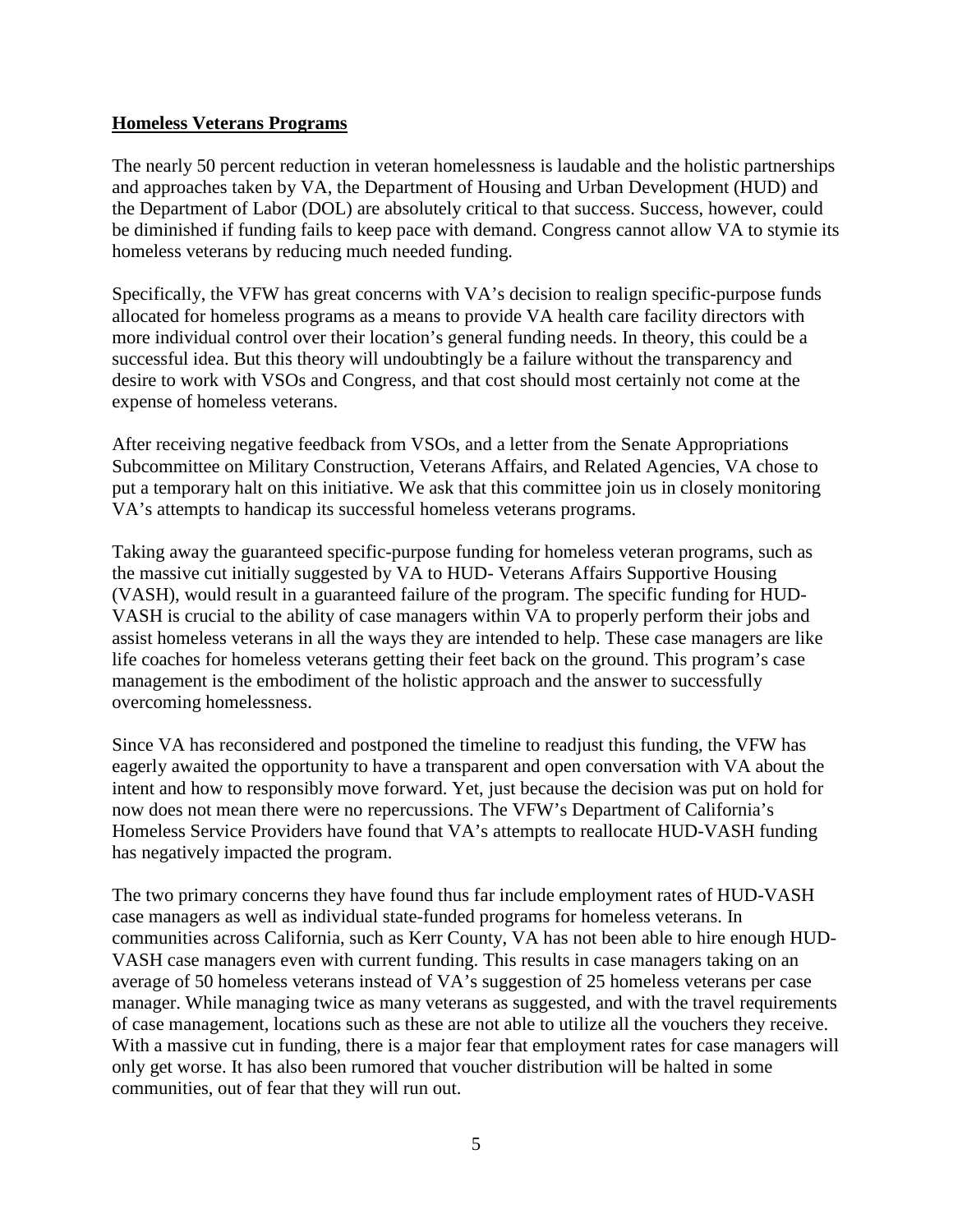**Homeless Veterans Programs**

The nearly 50 percent reduction in veteran homelessness is laudable and the holistic partnerships and approaches taken by VA, the Department of Housing and Urban Development (HUD) and the Department of Labor (DOL) are absolutely critical to that success. Success, however, could be diminished if funding fails to keep pace with demand. Congress cannot allow VA to stymie its homeless veterans by reducing much needed funding.

Specifically, the VFW has great concerns with VA's decision to realign specific-purpose funds allocated for homeless programs as a means to provide VA health care facility directors with more individual control over their location's general funding needs. In theory, this could be a successful idea. But this theory will undoubtingly be a failure without the transparency and desire to work with VSOs and Congress, and that cost should most certainly not come at the expense of homeless veterans.

After receiving negative feedback from VSOs, and a letter from the Senate Appropriations Subcommittee on Military Construction, Veterans Affairs, and Related Agencies, VA chose to put a temporary halt on this initiative. We ask that this committee join us in closely monitoring VA's attempts to handicap its successful homeless veterans programs.

Taking away the guaranteed specific-purpose funding for homeless veteran programs, such as the massive cut initially suggested by VA to HUD- Veterans Affairs Supportive Housing (VASH), would result in a guaranteed failure of the program. The specific funding for HUD-VASH is crucial to the ability of case managers within VA to properly perform their jobs and assist homeless veterans in all the ways they are intended to help. These case managers are like life coaches for homeless veterans getting their feet back on the ground. This program's case management is the embodiment of the holistic approach and the answer to successfully overcoming homelessness.

Since VA has reconsidered and postponed the timeline to readjust this funding, the VFW has eagerly awaited the opportunity to have a transparent and open conversation with VA about the intent and how to responsibly move forward. Yet, just because the decision was put on hold for now does not mean there were no repercussions. The VFW's Department of California's Homeless Service Providers have found that VA's attempts to reallocate HUD-VASH funding has negatively impacted the program.

The two primary concerns they have found thus far include employment rates of HUD-VASH case managers as well as individual state-funded programs for homeless veterans. In communities across California, such as Kerr County, VA has not been able to hire enough HUD-VASH case managers even with current funding. This results in case managers taking on an average of 50 homeless veterans instead of VA's suggestion of 25 homeless veterans per case manager. While managing twice as many veterans as suggested, and with the travel requirements of case management, locations such as these are not able to utilize all the vouchers they receive. With a massive cut in funding, there is a major fear that employment rates for case managers will only get worse. It has also been rumored that voucher distribution will be halted in some communities, out of fear that they will run out.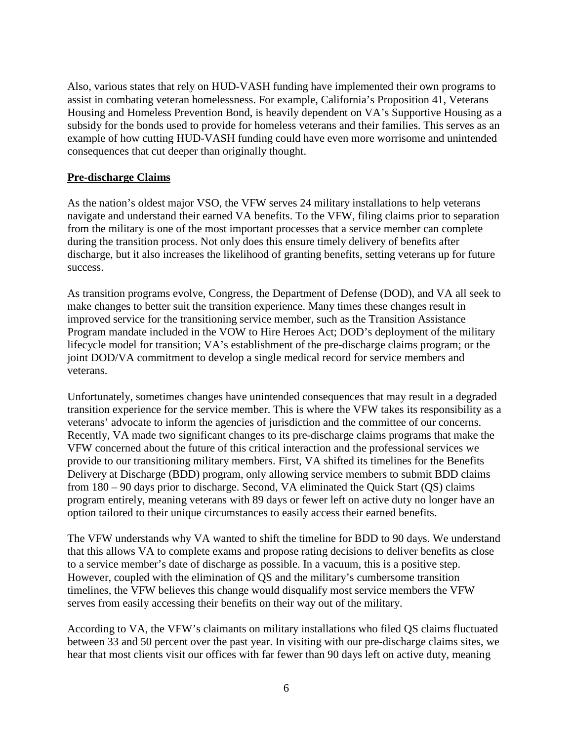Also, various states that rely on HUD-VASH funding have implemented their own programs to assist in combating veteran homelessness. For example, California's Proposition 41, Veterans Housing and Homeless Prevention Bond, is heavily dependent on VA's Supportive Housing as a subsidy for the bonds used to provide for homeless veterans and their families. This serves as an example of how cutting HUD-VASH funding could have even more worrisome and unintended consequences that cut deeper than originally thought.

## Pre-discharge Claims

As the nation's oldest major VSO, the VFW serves 24 military installations to help veterans navigate and understand their earned VA benefits. To the VFW, filing claims prior to separation from the military is one of the most important processes that a service member can complete during the transition process. Not only does this ensure timely delivery of benefits after discharge, but it also increases the likelihood of granting benefits, setting veterans up for future success.

As transition programs evolve, Congress, the Department of Defense (DOD), and VA all seek to make changes to better suit the transition experience. Many times these changes result in improved service for the transitioning service member, such as the Transition Assistance Program mandate included in the VOW to Hire Heroes Act; DOD's deployment of the military lifecycle model for transition; VA's establishment of the pre-discharge claims program; or the joint DOD/VA commitment to develop a single medical record for service members and veterans.

Unfortunately, sometimes changes have unintended consequences that may result in a degraded transition experience for the service member. This is where the VFW takes its responsibility as a veterans' advocate to inform the agencies of jurisdiction and the committee of our concerns. Recently, VA made two significant changes to its pre-discharge claims programs that make the VFW concerned about the future of this critical interaction and the professional services we provide to our transitioning military members. First, VA shifted its timelines for the Benefits Delivery at Discharge (BDD) program, only allowing service members to submit BDD claims from 180 – 90 days prior to discharge. Second, VA eliminated the Quick Start (QS) claims program entirely, meaning veterans with 89 days or fewer left on active duty no longer have an option tailored to their unique circumstances to easily access their earned benefits.

The VFW understands why VA wanted to shift the timeline for BDD to 90 days. We understand that this allows VA to complete exams and propose rating decisions to deliver benefits as close to a service member's date of discharge as possible. In a vacuum, this is a positive step. However, coupled with the elimination of QS and the military's cumbersome transition timelines, the VFW believes this change would disqualify most service members the VFW serves from easily accessing their benefits on their way out of the military.

According to VA, the VFW's claimants on military installations who filed QS claims fluctuated between 33 and 50 percent over the past year. In visiting with our pre-discharge claims sites, we hear that most clients visit our offices with far fewer than 90 days left on active duty, meaning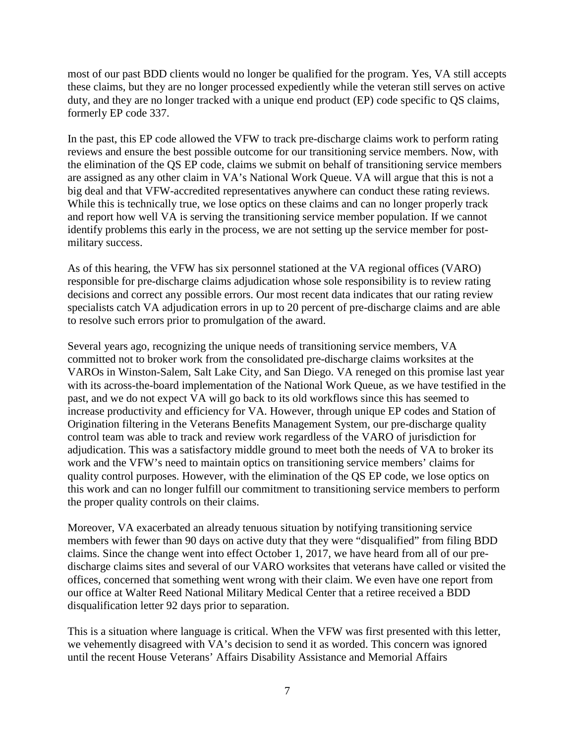most of our past BDD clients would no longer be qualified for the program. Yes, VA still accepts these claims, but they are no longer processed expediently while the veteran still serves on active duty, and they are no longer tracked with a unique end product (EP) code specific to QS claims, formerly EP code 337.

In the past, this EP code allowed the VFW to track pre-discharge claims work to perform rating reviews and ensure the best possible outcome for our transitioning service members. Now, with the elimination of the QS EP code, claims we submit on behalf of transitioning service members are assigned as any other claim in VA's National Work Queue. VA will argue that this is not a big deal and that VFW-accredited representatives anywhere can conduct these rating reviews. While this is technically true, we lose optics on these claims and can no longer properly track and report how well VA is serving the transitioning service member population. If we cannot identify problems this early in the process, we are not setting up the service member for post-military success.

As of this hearing, the VFW has six personnel stationed at the VA regional offices (VARO) responsible for pre-discharge claims adjudication whose sole responsibility is to review rating decisions and correct any possible errors. Our most recent data indicates that our rating review specialists catch VA adjudication errors in up to 20 percent of pre-discharge claims and are able to resolve such errors prior to promulgation of the award.

Several years ago, recognizing the unique needs of transitioning service members, VA committed not to broker work from the consolidated pre-discharge claims worksites at the VAROs in Winston-Salem, Salt Lake City, and San Diego. VA reneged on this promise last year with its across-the-board implementation of the National Work Queue, as we have testified in the past, and we do not expect VA will go back to its old workflows since this has seemed to increase productivity and efficiency for VA. However, through unique EP codes and Station of Origination filtering in the Veterans Benefits Management System, our pre-discharge quality control team was able to track and review work regardless of the VARO of jurisdiction for adjudication. This was a satisfactory middle ground to meet both the needs of VA to broker its work and the VFW's need to maintain optics on transitioning service members' claims for quality control purposes. However, with the elimination of the QS EP code, we lose optics on this work and can no longer fulfill our commitment to transitioning service members to perform the proper quality controls on their claims.

Moreover, VA exacerbated an already tenuous situation by notifying transitioning service members with fewer than 90 days on active duty that they were "disqualified" from filing BDD claims. Since the change went into effect October 1, 2017, we have heard from all of our pre-discharge claims sites and several of our VARO worksites that veterans have called or visited the offices, concerned that something went wrong with their claim. We even have one report from our office at Walter Reed National Military Medical Center that a retiree received a BDD disqualification letter 92 days prior to separation.

This is a situation where language is critical. When the VFW was first presented with this letter, we vehemently disagreed with VA's decision to send it as worded. This concern was ignored until the recent House Veterans' Affairs Disability Assistance and Memorial Affairs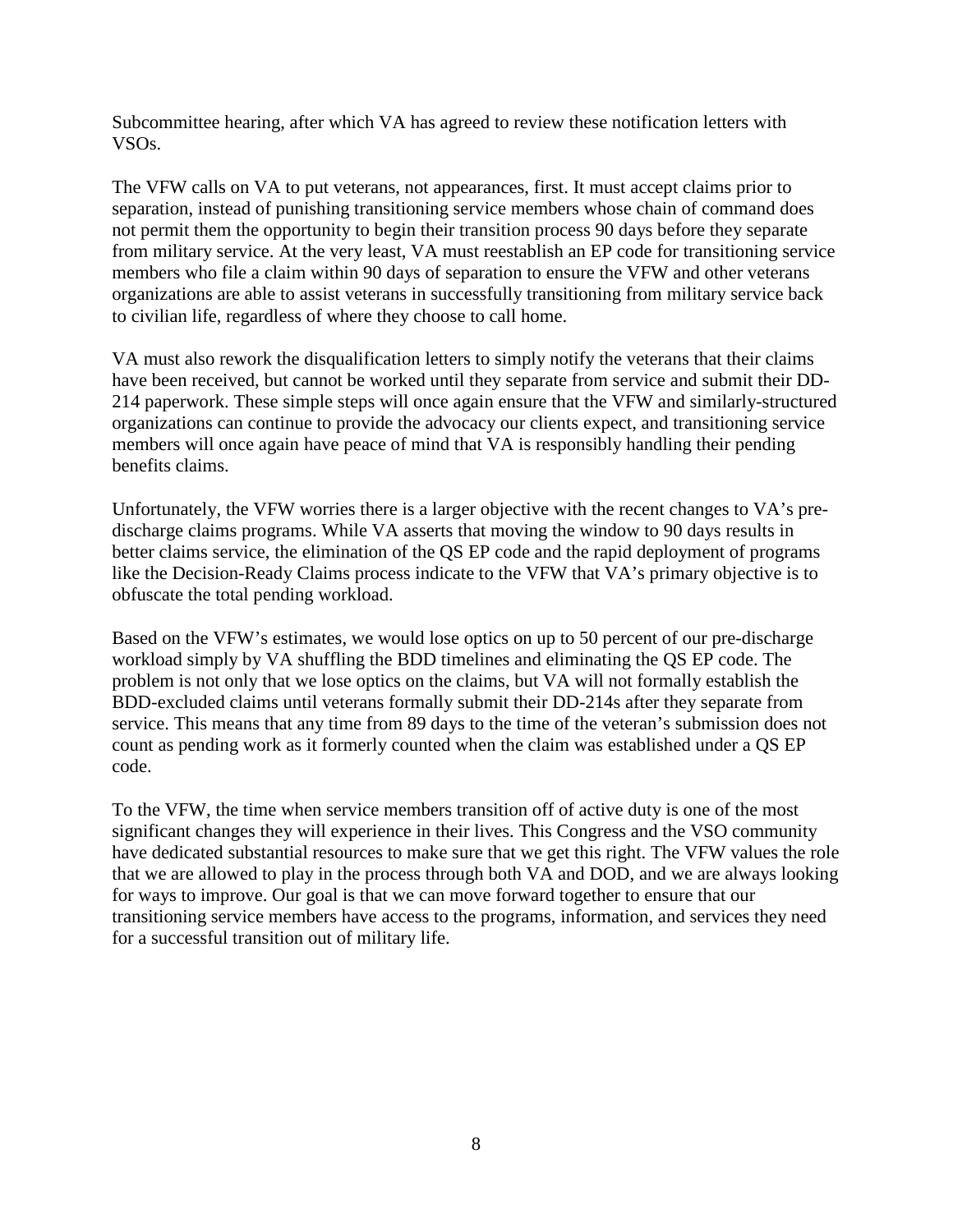Subcommittee hearing, after which VA has agreed to review these notification letters with VSOs.

The VFW calls on VA to put veterans, not appearances, first. It must accept claims prior to separation, instead of punishing transitioning service members whose chain of command does not permit them the opportunity to begin their transition process 90 days before they separate from military service. At the very least, VA must reestablish an EP code for transitioning service members who file a claim within 90 days of separation to ensure the VFW and other veterans organizations are able to assist veterans in successfully transitioning from military service back to civilian life, regardless of where they choose to call home.

VA must also rework the disqualification letters to simply notify the veterans that their claims have been received, but cannot be worked until they separate from service and submit their DD-214 paperwork. These simple steps will once again ensure that the VFW and similarly-structured organizations can continue to provide the advocacy our clients expect, and transitioning service members will once again have peace of mind that VA is responsibly handling their pending benefits claims.

Unfortunately, the VFW worries there is a larger objective with the recent changes to VA's pre-discharge claims programs. While VA asserts that moving the window to 90 days results in better claims service, the elimination of the QS EP code and the rapid deployment of programs like the Decision-Ready Claims process indicate to the VFW that VA's primary objective is to obfuscate the total pending workload.

Based on the VFW's estimates, we would lose optics on up to 50 percent of our pre-discharge workload simply by VA shuffling the BDD timelines and eliminating the QS EP code. The problem is not only that we lose optics on the claims, but VA will not formally establish the BDD-excluded claims until veterans formally submit their DD-214s after they separate from service. This means that any time from 89 days to the time of the veteran's submission does not count as pending work as it formerly counted when the claim was established under a QS EP code.

To the VFW, the time when service members transition off of active duty is one of the most significant changes they will experience in their lives. This Congress and the VSO community have dedicated substantial resources to make sure that we get this right. The VFW values the role that we are allowed to play in the process through both VA and DOD, and we are always looking for ways to improve. Our goal is that we can move forward together to ensure that our transitioning service members have access to the programs, information, and services they need for a successful transition out of military life.